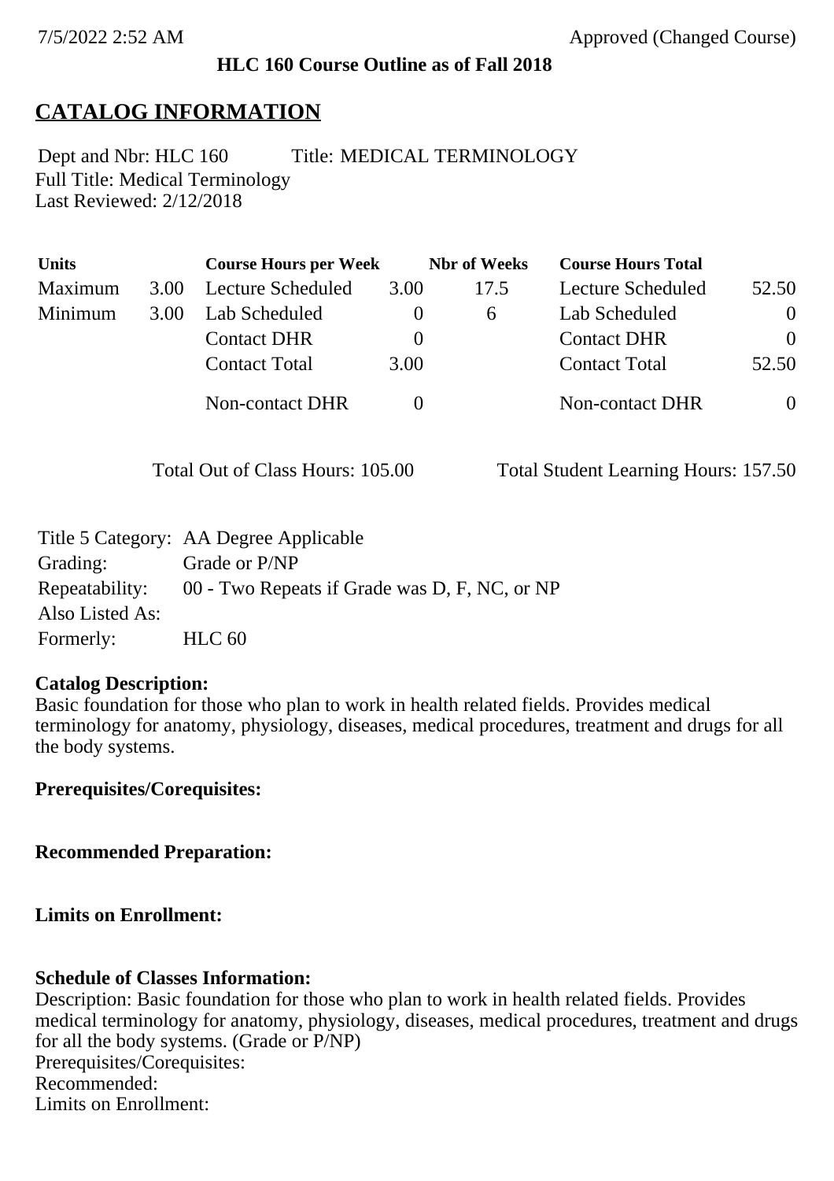**HLC 160 Course Outline as of Fall 2018**

# CATALOG INFORMATION

Dept and Nbr: HLC 160 Title: MEDICAL TERMINOLOGY
Full Title: Medical Terminology
Last Reviewed: 2/12/2018

| Units | | Course Hours per Week | | Nbr of Weeks | Course Hours Total | |
|---|---|---|---|---|---|---|
| Maximum | 3.00 | Lecture Scheduled | 3.00 | 17.5 | Lecture Scheduled | 52.50 |
| Minimum | 3.00 | Lab Scheduled | 0 | 6 | Lab Scheduled | 0 |
| | | Contact DHR | 0 | | Contact DHR | 0 |
| | | Contact Total | 3.00 | | Contact Total | 52.50 |
| | | Non-contact DHR | 0 | | Non-contact DHR | 0 |

Total Out of Class Hours: 105.00 Total Student Learning Hours: 157.50

Title 5 Category: AA Degree Applicable
Grading: Grade or P/NP
Repeatability: 00 - Two Repeats if Grade was D, F, NC, or NP
Also Listed As:
Formerly: HLC 60

**Catalog Description:**
Basic foundation for those who plan to work in health related fields. Provides medical terminology for anatomy, physiology, diseases, medical procedures, treatment and drugs for all the body systems.

**Prerequisites/Corequisites:**

**Recommended Preparation:**

**Limits on Enrollment:**

**Schedule of Classes Information:**
Description: Basic foundation for those who plan to work in health related fields. Provides medical terminology for anatomy, physiology, diseases, medical procedures, treatment and drugs for all the body systems. (Grade or P/NP)
Prerequisites/Corequisites:
Recommended:
Limits on Enrollment: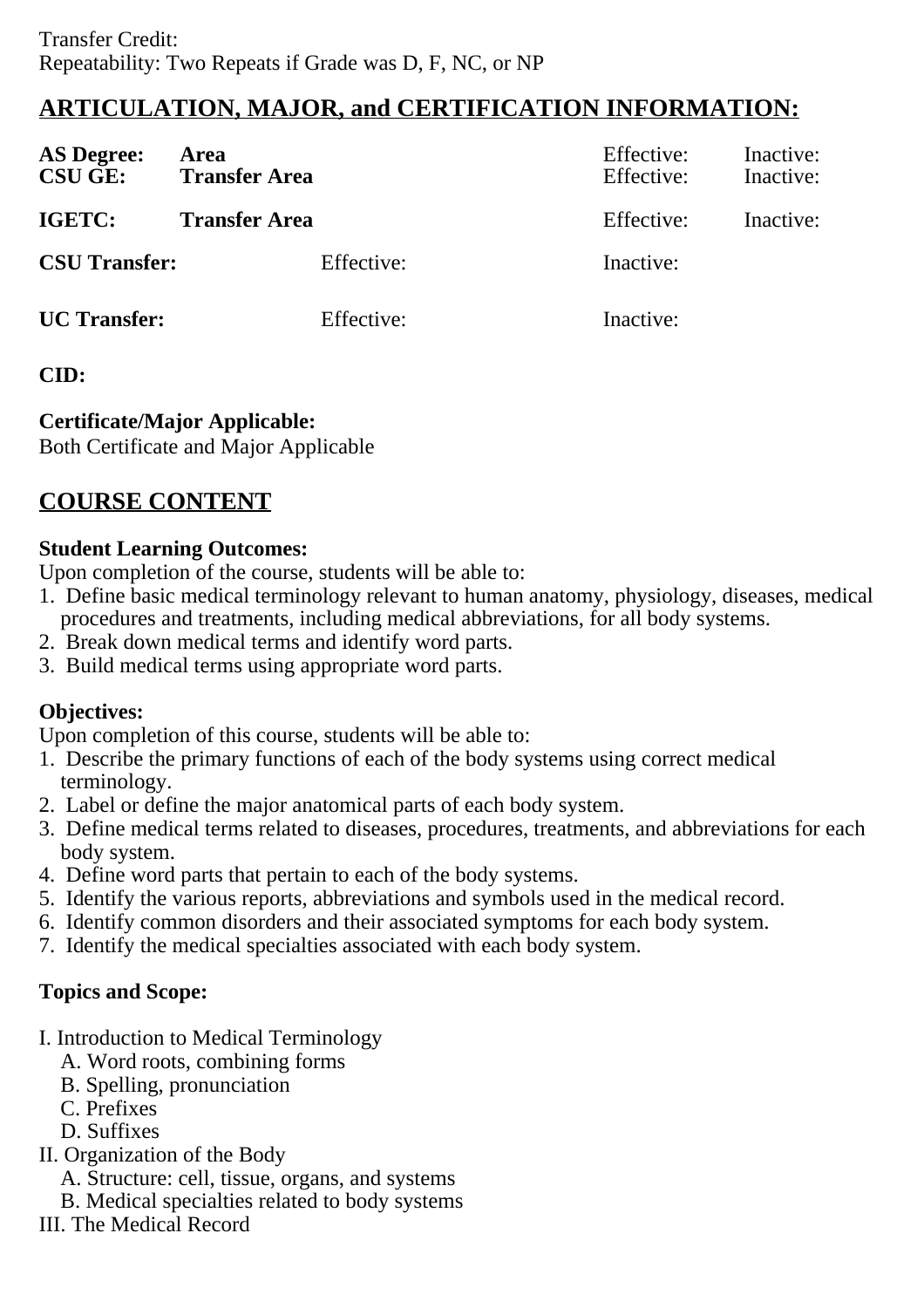Transfer Credit:
Repeatability: Two Repeats if Grade was D, F, NC, or NP

## ARTICULATION, MAJOR, and CERTIFICATION INFORMATION:

| | | | | |
|---|---|---|---|---|
| **AS Degree:** | **Area** | | Effective: | Inactive: |
| **CSU GE:** | **Transfer Area** | | Effective: | Inactive: |
| **IGETC:** | **Transfer Area** | | Effective: | Inactive: |
| **CSU Transfer:** | | Effective: | Inactive: | |
| **UC Transfer:** | | Effective: | Inactive: | |

**CID:**

**Certificate/Major Applicable:**
Both Certificate and Major Applicable

## COURSE CONTENT

**Student Learning Outcomes:**
Upon completion of the course, students will be able to:
1. Define basic medical terminology relevant to human anatomy, physiology, diseases, medical procedures and treatments, including medical abbreviations, for all body systems.
2. Break down medical terms and identify word parts.
3. Build medical terms using appropriate word parts.

**Objectives:**
Upon completion of this course, students will be able to:
1. Describe the primary functions of each of the body systems using correct medical terminology.
2. Label or define the major anatomical parts of each body system.
3. Define medical terms related to diseases, procedures, treatments, and abbreviations for each body system.
4. Define word parts that pertain to each of the body systems.
5. Identify the various reports, abbreviations and symbols used in the medical record.
6. Identify common disorders and their associated symptoms for each body system.
7. Identify the medical specialties associated with each body system.

**Topics and Scope:**

I. Introduction to Medical Terminology
   A. Word roots, combining forms
   B. Spelling, pronunciation
   C. Prefixes
   D. Suffixes
II. Organization of the Body
   A. Structure: cell, tissue, organs, and systems
   B. Medical specialties related to body systems
III. The Medical Record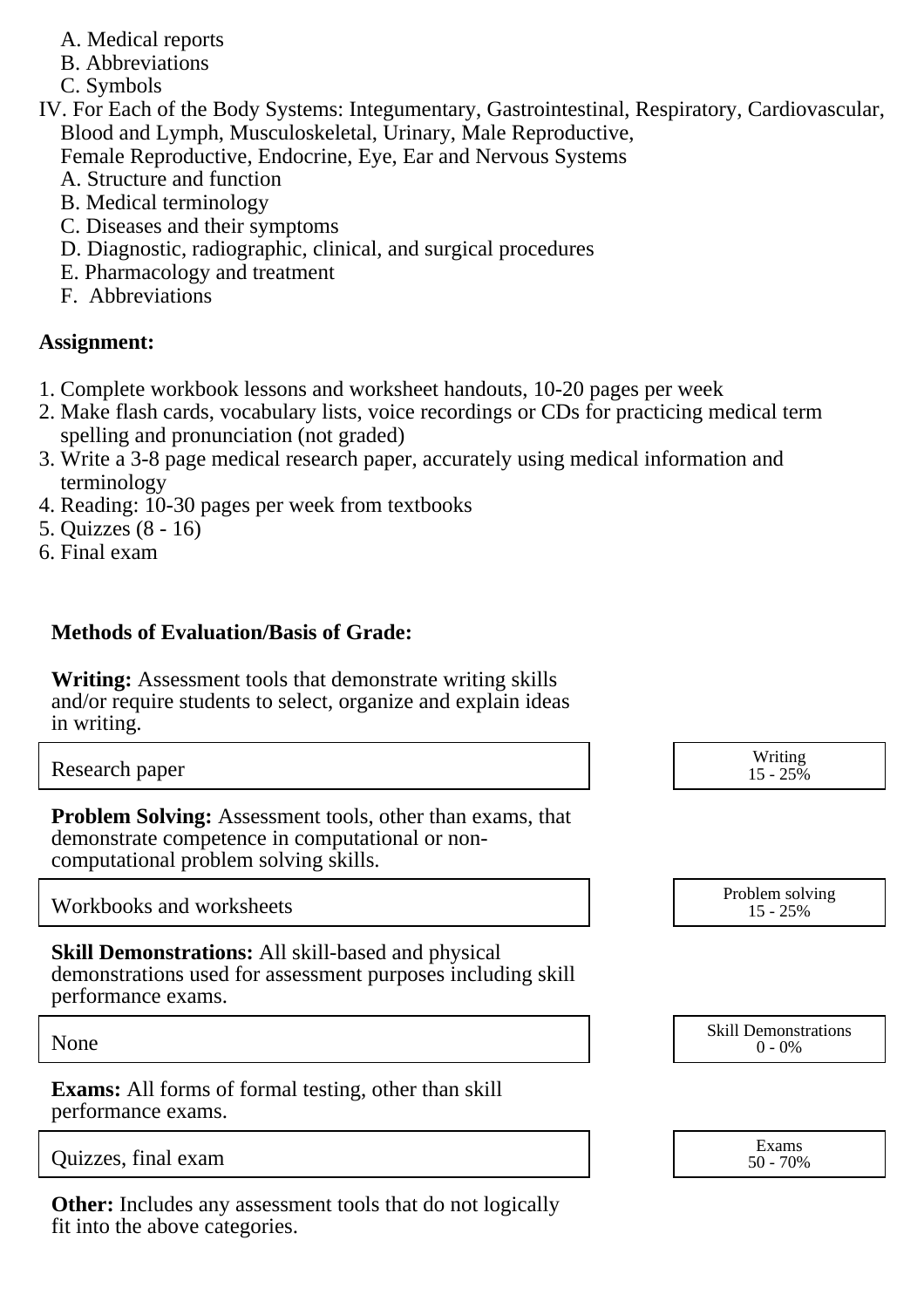A. Medical reports
B. Abbreviations
C. Symbols

IV. For Each of the Body Systems: Integumentary, Gastrointestinal, Respiratory, Cardiovascular, Blood and Lymph, Musculoskeletal, Urinary, Male Reproductive, Female Reproductive, Endocrine, Eye, Ear and Nervous Systems
   A. Structure and function
   B. Medical terminology
   C. Diseases and their symptoms
   D. Diagnostic, radiographic, clinical, and surgical procedures
   E. Pharmacology and treatment
   F. Abbreviations

**Assignment:**

1. Complete workbook lessons and worksheet handouts, 10-20 pages per week
2. Make flash cards, vocabulary lists, voice recordings or CDs for practicing medical term spelling and pronunciation (not graded)
3. Write a 3-8 page medical research paper, accurately using medical information and terminology
4. Reading: 10-30 pages per week from textbooks
5. Quizzes (8 - 16)
6. Final exam

**Methods of Evaluation/Basis of Grade:**

**Writing:** Assessment tools that demonstrate writing skills and/or require students to select, organize and explain ideas in writing.

| Research paper | Writing 15 - 25% |
|---|---|

**Problem Solving:** Assessment tools, other than exams, that demonstrate competence in computational or non-computational problem solving skills.

| Workbooks and worksheets | Problem solving 15 - 25% |
|---|---|

**Skill Demonstrations:** All skill-based and physical demonstrations used for assessment purposes including skill performance exams.

| None | Skill Demonstrations 0 - 0% |
|---|---|

**Exams:** All forms of formal testing, other than skill performance exams.

| Quizzes, final exam | Exams 50 - 70% |
|---|---|

**Other:** Includes any assessment tools that do not logically fit into the above categories.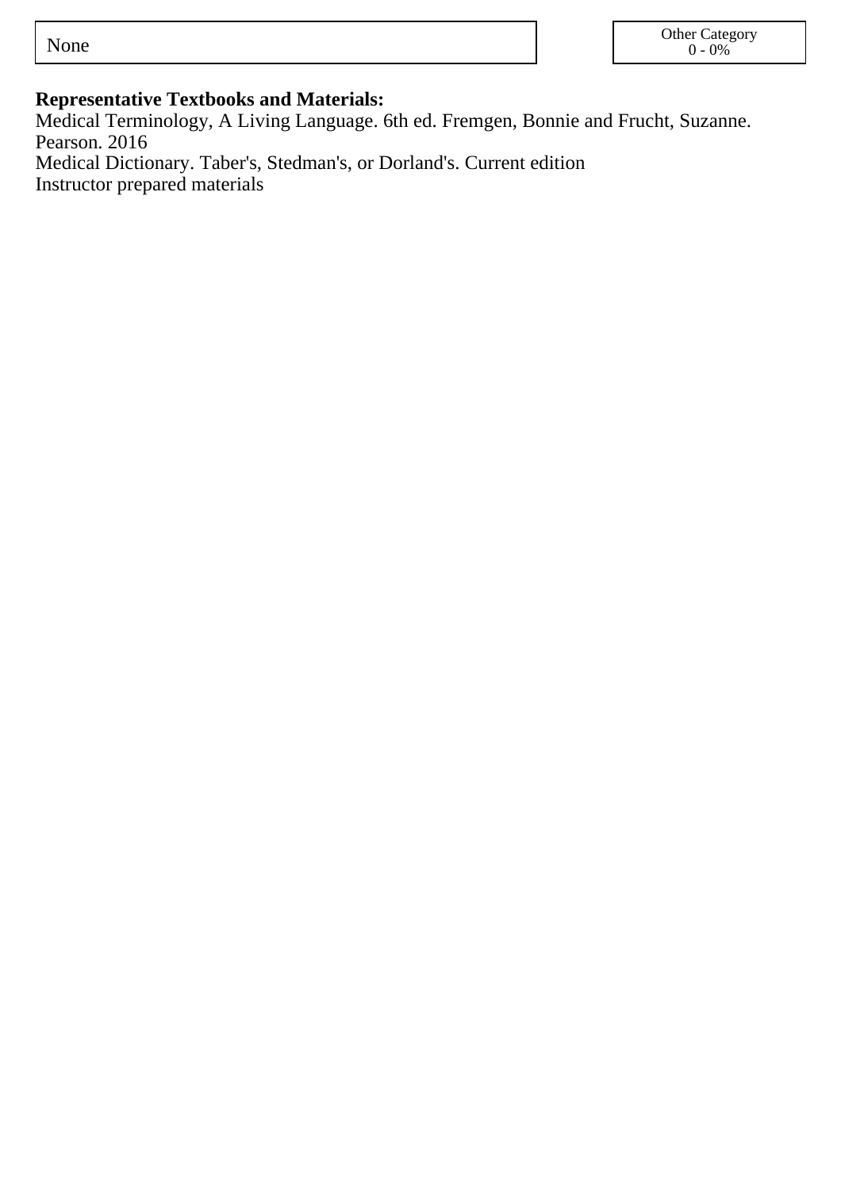| | |
|---|---|
| None | Other Category<br>0 - 0% |

**Representative Textbooks and Materials:**

Medical Terminology, A Living Language. 6th ed. Fremgen, Bonnie and Frucht, Suzanne. Pearson. 2016

Medical Dictionary. Taber's, Stedman's, or Dorland's. Current edition

Instructor prepared materials